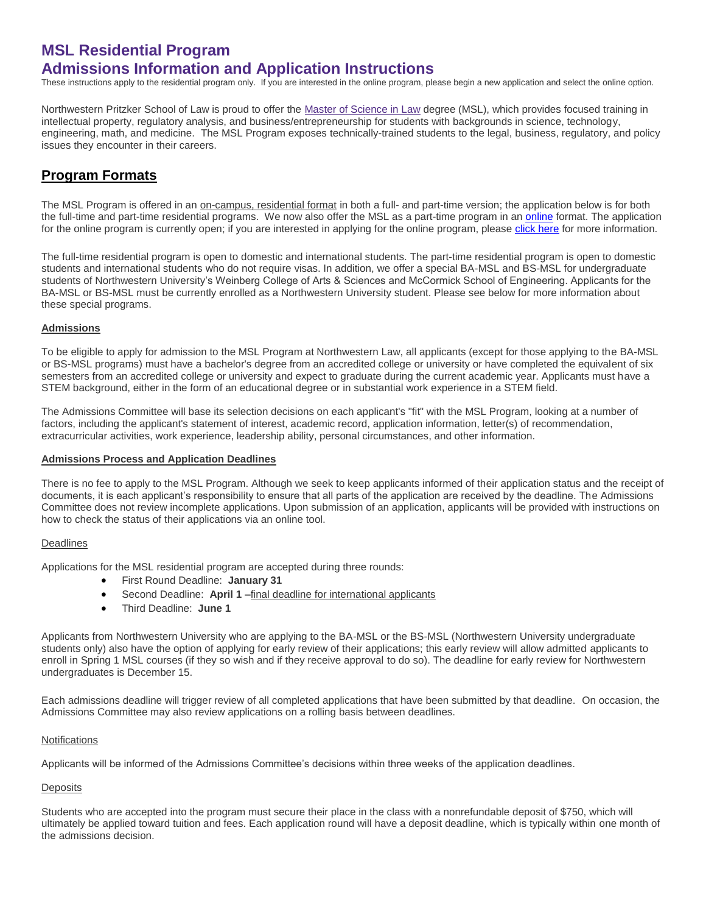# MSL Residential Program
# Admissions Information and Application Instructions

These instructions apply to the residential program only. If you are interested in the online program, please begin a new application and select the online option.

Northwestern Pritzker School of Law is proud to offer the Master of Science in Law degree (MSL), which provides focused training in intellectual property, regulatory analysis, and business/entrepreneurship for students with backgrounds in science, technology, engineering, math, and medicine. The MSL Program exposes technically-trained students to the legal, business, regulatory, and policy issues they encounter in their careers.

## Program Formats

The MSL Program is offered in an on-campus, residential format in both a full- and part-time version; the application below is for both the full-time and part-time residential programs. We now also offer the MSL as a part-time program in an online format. The application for the online program is currently open; if you are interested in applying for the online program, please click here for more information.

The full-time residential program is open to domestic and international students. The part-time residential program is open to domestic students and international students who do not require visas. In addition, we offer a special BA-MSL and BS-MSL for undergraduate students of Northwestern University's Weinberg College of Arts & Sciences and McCormick School of Engineering. Applicants for the BA-MSL or BS-MSL must be currently enrolled as a Northwestern University student. Please see below for more information about these special programs.

### Admissions

To be eligible to apply for admission to the MSL Program at Northwestern Law, all applicants (except for those applying to the BA-MSL or BS-MSL programs) must have a bachelor's degree from an accredited college or university or have completed the equivalent of six semesters from an accredited college or university and expect to graduate during the current academic year. Applicants must have a STEM background, either in the form of an educational degree or in substantial work experience in a STEM field.

The Admissions Committee will base its selection decisions on each applicant's "fit" with the MSL Program, looking at a number of factors, including the applicant's statement of interest, academic record, application information, letter(s) of recommendation, extracurricular activities, work experience, leadership ability, personal circumstances, and other information.

### Admissions Process and Application Deadlines

There is no fee to apply to the MSL Program. Although we seek to keep applicants informed of their application status and the receipt of documents, it is each applicant's responsibility to ensure that all parts of the application are received by the deadline. The Admissions Committee does not review incomplete applications. Upon submission of an application, applicants will be provided with instructions on how to check the status of their applications via an online tool.

#### Deadlines

Applications for the MSL residential program are accepted during three rounds:

- First Round Deadline: **January 31**
- Second Deadline: **April 1 –** final deadline for international applicants
- Third Deadline: **June 1**

Applicants from Northwestern University who are applying to the BA-MSL or the BS-MSL (Northwestern University undergraduate students only) also have the option of applying for early review of their applications; this early review will allow admitted applicants to enroll in Spring 1 MSL courses (if they so wish and if they receive approval to do so). The deadline for early review for Northwestern undergraduates is December 15.

Each admissions deadline will trigger review of all completed applications that have been submitted by that deadline. On occasion, the Admissions Committee may also review applications on a rolling basis between deadlines.

#### Notifications

Applicants will be informed of the Admissions Committee's decisions within three weeks of the application deadlines.

#### Deposits

Students who are accepted into the program must secure their place in the class with a nonrefundable deposit of $750, which will ultimately be applied toward tuition and fees. Each application round will have a deposit deadline, which is typically within one month of the admissions decision.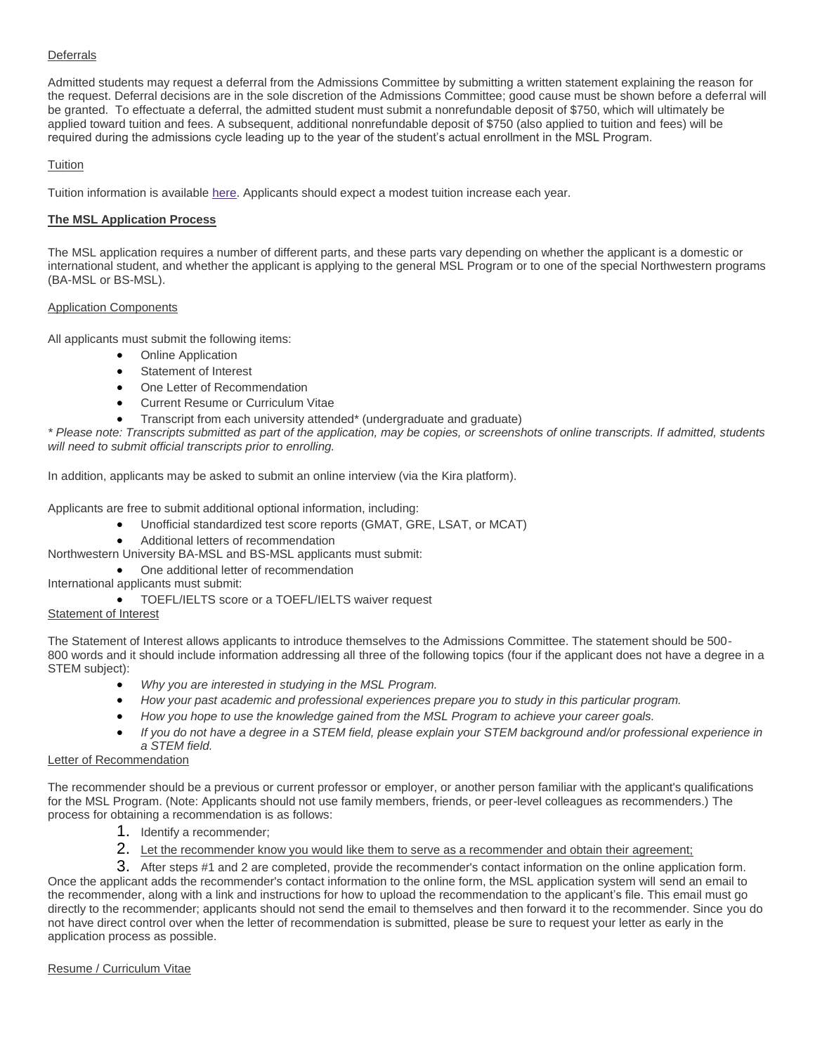Deferrals

Admitted students may request a deferral from the Admissions Committee by submitting a written statement explaining the reason for the request. Deferral decisions are in the sole discretion of the Admissions Committee; good cause must be shown before a deferral will be granted. To effectuate a deferral, the admitted student must submit a nonrefundable deposit of $750, which will ultimately be applied toward tuition and fees. A subsequent, additional nonrefundable deposit of $750 (also applied to tuition and fees) will be required during the admissions cycle leading up to the year of the student's actual enrollment in the MSL Program.

Tuition

Tuition information is available here. Applicants should expect a modest tuition increase each year.

**The MSL Application Process**

The MSL application requires a number of different parts, and these parts vary depending on whether the applicant is a domestic or international student, and whether the applicant is applying to the general MSL Program or to one of the special Northwestern programs (BA-MSL or BS-MSL).

Application Components

All applicants must submit the following items:

- Online Application
- Statement of Interest
- One Letter of Recommendation
- Current Resume or Curriculum Vitae
- Transcript from each university attended* (undergraduate and graduate)

*\* Please note: Transcripts submitted as part of the application, may be copies, or screenshots of online transcripts. If admitted, students will need to submit official transcripts prior to enrolling.*

In addition, applicants may be asked to submit an online interview (via the Kira platform).

Applicants are free to submit additional optional information, including:

- Unofficial standardized test score reports (GMAT, GRE, LSAT, or MCAT)
- Additional letters of recommendation

Northwestern University BA-MSL and BS-MSL applicants must submit:

- One additional letter of recommendation

International applicants must submit:

- TOEFL/IELTS score or a TOEFL/IELTS waiver request

Statement of Interest

The Statement of Interest allows applicants to introduce themselves to the Admissions Committee. The statement should be 500-800 words and it should include information addressing all three of the following topics (four if the applicant does not have a degree in a STEM subject):

- *Why you are interested in studying in the MSL Program.*
- *How your past academic and professional experiences prepare you to study in this particular program.*
- *How you hope to use the knowledge gained from the MSL Program to achieve your career goals.*
- *If you do not have a degree in a STEM field, please explain your STEM background and/or professional experience in a STEM field.*

Letter of Recommendation

The recommender should be a previous or current professor or employer, or another person familiar with the applicant's qualifications for the MSL Program. (Note: Applicants should not use family members, friends, or peer-level colleagues as recommenders.) The process for obtaining a recommendation is as follows:

1. Identify a recommender;
2. Let the recommender know you would like them to serve as a recommender and obtain their agreement;
3. After steps #1 and 2 are completed, provide the recommender's contact information on the online application form.

Once the applicant adds the recommender's contact information to the online form, the MSL application system will send an email to the recommender, along with a link and instructions for how to upload the recommendation to the applicant's file. This email must go directly to the recommender; applicants should not send the email to themselves and then forward it to the recommender. Since you do not have direct control over when the letter of recommendation is submitted, please be sure to request your letter as early in the application process as possible.

Resume / Curriculum Vitae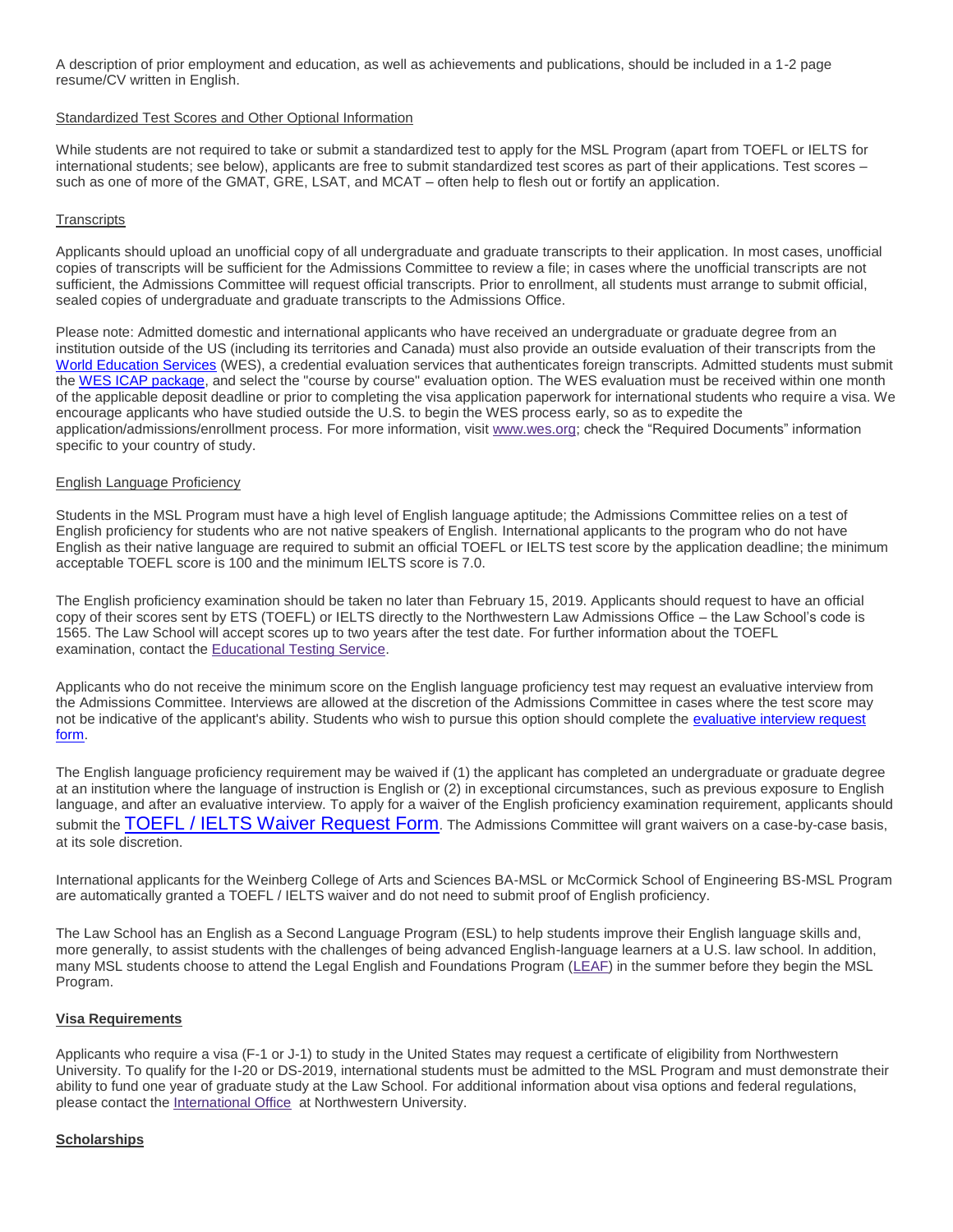A description of prior employment and education, as well as achievements and publications, should be included in a 1-2 page resume/CV written in English.

Standardized Test Scores and Other Optional Information

While students are not required to take or submit a standardized test to apply for the MSL Program (apart from TOEFL or IELTS for international students; see below), applicants are free to submit standardized test scores as part of their applications. Test scores – such as one of more of the GMAT, GRE, LSAT, and MCAT – often help to flesh out or fortify an application.

Transcripts

Applicants should upload an unofficial copy of all undergraduate and graduate transcripts to their application. In most cases, unofficial copies of transcripts will be sufficient for the Admissions Committee to review a file; in cases where the unofficial transcripts are not sufficient, the Admissions Committee will request official transcripts. Prior to enrollment, all students must arrange to submit official, sealed copies of undergraduate and graduate transcripts to the Admissions Office.

Please note: Admitted domestic and international applicants who have received an undergraduate or graduate degree from an institution outside of the US (including its territories and Canada) must also provide an outside evaluation of their transcripts from the World Education Services (WES), a credential evaluation services that authenticates foreign transcripts. Admitted students must submit the WES ICAP package, and select the "course by course" evaluation option. The WES evaluation must be received within one month of the applicable deposit deadline or prior to completing the visa application paperwork for international students who require a visa. We encourage applicants who have studied outside the U.S. to begin the WES process early, so as to expedite the application/admissions/enrollment process. For more information, visit www.wes.org; check the "Required Documents" information specific to your country of study.

English Language Proficiency

Students in the MSL Program must have a high level of English language aptitude; the Admissions Committee relies on a test of English proficiency for students who are not native speakers of English. International applicants to the program who do not have English as their native language are required to submit an official TOEFL or IELTS test score by the application deadline; the minimum acceptable TOEFL score is 100 and the minimum IELTS score is 7.0.

The English proficiency examination should be taken no later than February 15, 2019. Applicants should request to have an official copy of their scores sent by ETS (TOEFL) or IELTS directly to the Northwestern Law Admissions Office – the Law School's code is 1565. The Law School will accept scores up to two years after the test date. For further information about the TOEFL examination, contact the Educational Testing Service.

Applicants who do not receive the minimum score on the English language proficiency test may request an evaluative interview from the Admissions Committee. Interviews are allowed at the discretion of the Admissions Committee in cases where the test score may not be indicative of the applicant's ability. Students who wish to pursue this option should complete the evaluative interview request form.

The English language proficiency requirement may be waived if (1) the applicant has completed an undergraduate or graduate degree at an institution where the language of instruction is English or (2) in exceptional circumstances, such as previous exposure to English language, and after an evaluative interview. To apply for a waiver of the English proficiency examination requirement, applicants should submit the TOEFL / IELTS Waiver Request Form. The Admissions Committee will grant waivers on a case-by-case basis, at its sole discretion.

International applicants for the Weinberg College of Arts and Sciences BA-MSL or McCormick School of Engineering BS-MSL Program are automatically granted a TOEFL / IELTS waiver and do not need to submit proof of English proficiency.

The Law School has an English as a Second Language Program (ESL) to help students improve their English language skills and, more generally, to assist students with the challenges of being advanced English-language learners at a U.S. law school. In addition, many MSL students choose to attend the Legal English and Foundations Program (LEAF) in the summer before they begin the MSL Program.

**Visa Requirements**

Applicants who require a visa (F-1 or J-1) to study in the United States may request a certificate of eligibility from Northwestern University. To qualify for the I-20 or DS-2019, international students must be admitted to the MSL Program and must demonstrate their ability to fund one year of graduate study at the Law School. For additional information about visa options and federal regulations, please contact the International Office at Northwestern University.

**Scholarships**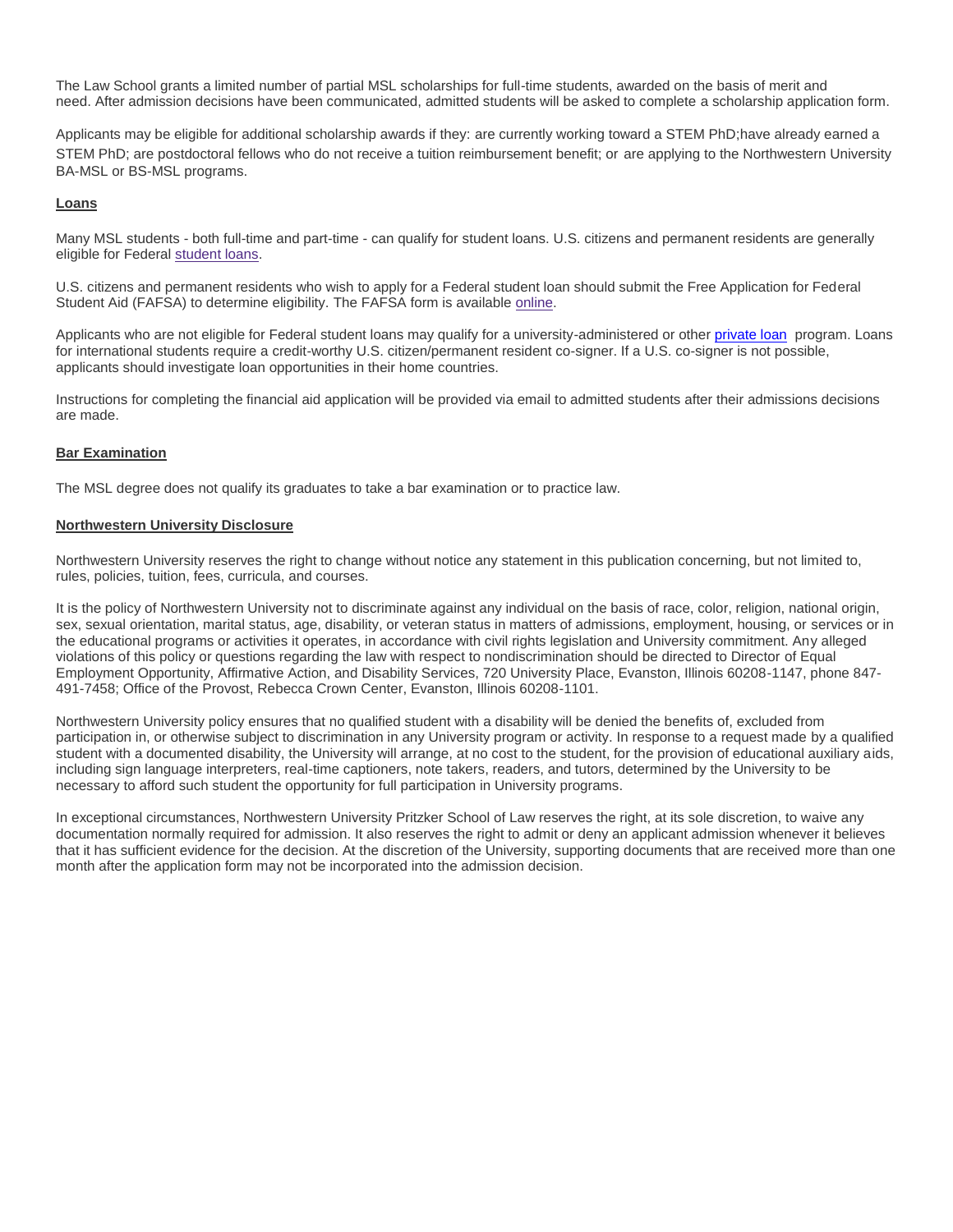The Law School grants a limited number of partial MSL scholarships for full-time students, awarded on the basis of merit and need. After admission decisions have been communicated, admitted students will be asked to complete a scholarship application form.

Applicants may be eligible for additional scholarship awards if they: are currently working toward a STEM PhD;have already earned a STEM PhD; are postdoctoral fellows who do not receive a tuition reimbursement benefit; or are applying to the Northwestern University BA-MSL or BS-MSL programs.

**Loans**

Many MSL students - both full-time and part-time - can qualify for student loans. U.S. citizens and permanent residents are generally eligible for Federal student loans.

U.S. citizens and permanent residents who wish to apply for a Federal student loan should submit the Free Application for Federal Student Aid (FAFSA) to determine eligibility. The FAFSA form is available online.

Applicants who are not eligible for Federal student loans may qualify for a university-administered or other private loan program. Loans for international students require a credit-worthy U.S. citizen/permanent resident co-signer. If a U.S. co-signer is not possible, applicants should investigate loan opportunities in their home countries.

Instructions for completing the financial aid application will be provided via email to admitted students after their admissions decisions are made.

**Bar Examination**

The MSL degree does not qualify its graduates to take a bar examination or to practice law.

**Northwestern University Disclosure**

Northwestern University reserves the right to change without notice any statement in this publication concerning, but not limited to, rules, policies, tuition, fees, curricula, and courses.

It is the policy of Northwestern University not to discriminate against any individual on the basis of race, color, religion, national origin, sex, sexual orientation, marital status, age, disability, or veteran status in matters of admissions, employment, housing, or services or in the educational programs or activities it operates, in accordance with civil rights legislation and University commitment. Any alleged violations of this policy or questions regarding the law with respect to nondiscrimination should be directed to Director of Equal Employment Opportunity, Affirmative Action, and Disability Services, 720 University Place, Evanston, Illinois 60208-1147, phone 847-491-7458; Office of the Provost, Rebecca Crown Center, Evanston, Illinois 60208-1101.

Northwestern University policy ensures that no qualified student with a disability will be denied the benefits of, excluded from participation in, or otherwise subject to discrimination in any University program or activity. In response to a request made by a qualified student with a documented disability, the University will arrange, at no cost to the student, for the provision of educational auxiliary aids, including sign language interpreters, real-time captioners, note takers, readers, and tutors, determined by the University to be necessary to afford such student the opportunity for full participation in University programs.

In exceptional circumstances, Northwestern University Pritzker School of Law reserves the right, at its sole discretion, to waive any documentation normally required for admission. It also reserves the right to admit or deny an applicant admission whenever it believes that it has sufficient evidence for the decision. At the discretion of the University, supporting documents that are received more than one month after the application form may not be incorporated into the admission decision.